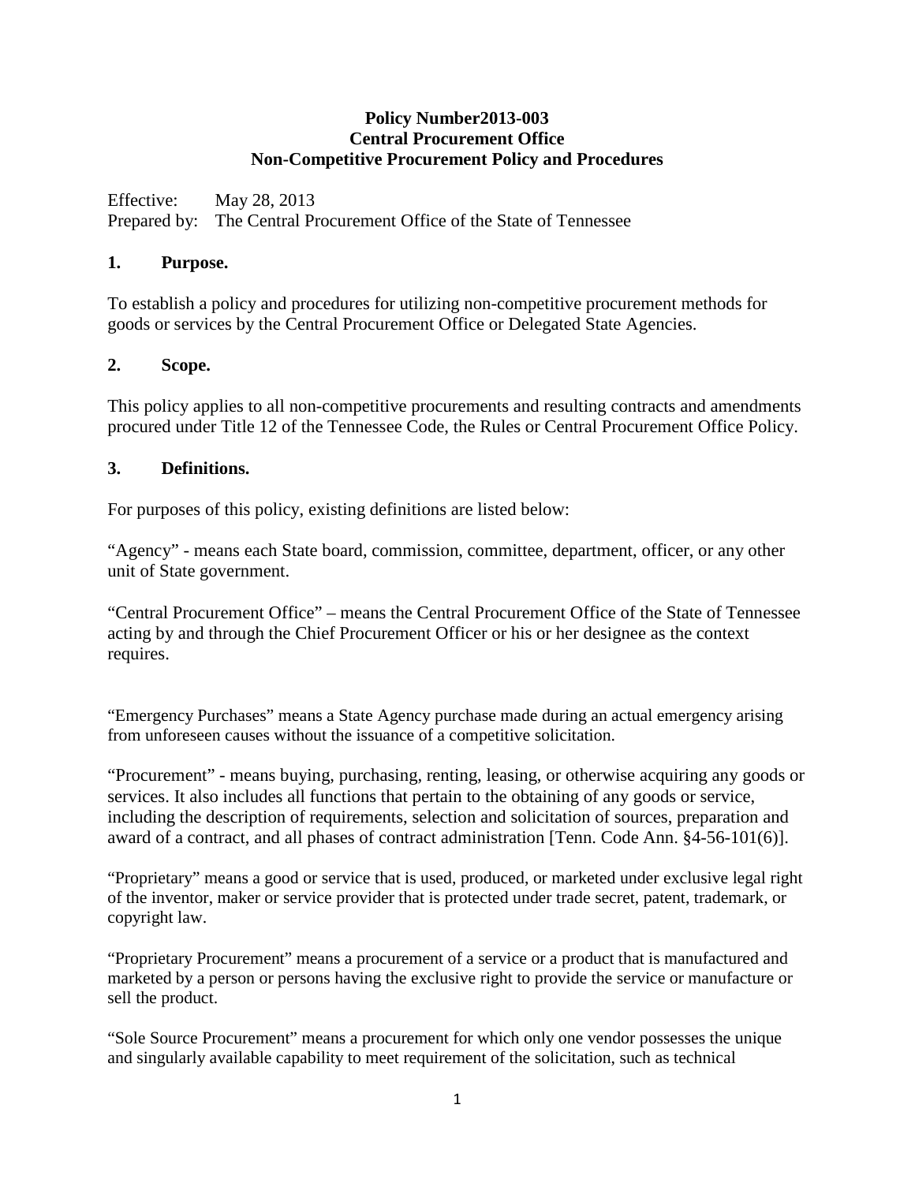**Policy Number2013-003**
**Central Procurement Office**
**Non-Competitive Procurement Policy and Procedures**

Effective: May 28, 2013
Prepared by: The Central Procurement Office of the State of Tennessee

## 1. Purpose.

To establish a policy and procedures for utilizing non-competitive procurement methods for goods or services by the Central Procurement Office or Delegated State Agencies.

## 2. Scope.

This policy applies to all non-competitive procurements and resulting contracts and amendments procured under Title 12 of the Tennessee Code, the Rules or Central Procurement Office Policy.

## 3. Definitions.

For purposes of this policy, existing definitions are listed below:

"Agency" - means each State board, commission, committee, department, officer, or any other unit of State government.

"Central Procurement Office" – means the Central Procurement Office of the State of Tennessee acting by and through the Chief Procurement Officer or his or her designee as the context requires.

"Emergency Purchases" means a State Agency purchase made during an actual emergency arising from unforeseen causes without the issuance of a competitive solicitation.

"Procurement" - means buying, purchasing, renting, leasing, or otherwise acquiring any goods or services. It also includes all functions that pertain to the obtaining of any goods or service, including the description of requirements, selection and solicitation of sources, preparation and award of a contract, and all phases of contract administration [Tenn. Code Ann. §4-56-101(6)].

"Proprietary" means a good or service that is used, produced, or marketed under exclusive legal right of the inventor, maker or service provider that is protected under trade secret, patent, trademark, or copyright law.

"Proprietary Procurement" means a procurement of a service or a product that is manufactured and marketed by a person or persons having the exclusive right to provide the service or manufacture or sell the product.

"Sole Source Procurement" means a procurement for which only one vendor possesses the unique and singularly available capability to meet requirement of the solicitation, such as technical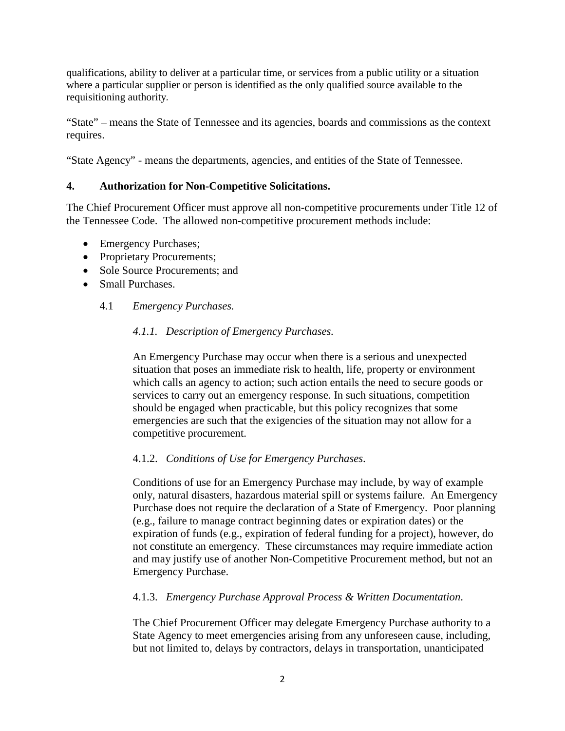qualifications, ability to deliver at a particular time, or services from a public utility or a situation where a particular supplier or person is identified as the only qualified source available to the requisitioning authority.

"State" – means the State of Tennessee and its agencies, boards and commissions as the context requires.

"State Agency" - means the departments, agencies, and entities of the State of Tennessee.

## 4. Authorization for Non-Competitive Solicitations.

The Chief Procurement Officer must approve all non-competitive procurements under Title 12 of the Tennessee Code. The allowed non-competitive procurement methods include:

- Emergency Purchases;
- Proprietary Procurements;
- Sole Source Procurements; and
- Small Purchases.

### 4.1 *Emergency Purchases.*

#### *4.1.1. Description of Emergency Purchases.*

An Emergency Purchase may occur when there is a serious and unexpected situation that poses an immediate risk to health, life, property or environment which calls an agency to action; such action entails the need to secure goods or services to carry out an emergency response. In such situations, competition should be engaged when practicable, but this policy recognizes that some emergencies are such that the exigencies of the situation may not allow for a competitive procurement.

#### 4.1.2. *Conditions of Use for Emergency Purchases.*

Conditions of use for an Emergency Purchase may include, by way of example only, natural disasters, hazardous material spill or systems failure. An Emergency Purchase does not require the declaration of a State of Emergency. Poor planning (e.g., failure to manage contract beginning dates or expiration dates) or the expiration of funds (e.g., expiration of federal funding for a project), however, do not constitute an emergency. These circumstances may require immediate action and may justify use of another Non-Competitive Procurement method, but not an Emergency Purchase.

#### 4.1.3. *Emergency Purchase Approval Process & Written Documentation.*

The Chief Procurement Officer may delegate Emergency Purchase authority to a State Agency to meet emergencies arising from any unforeseen cause, including, but not limited to, delays by contractors, delays in transportation, unanticipated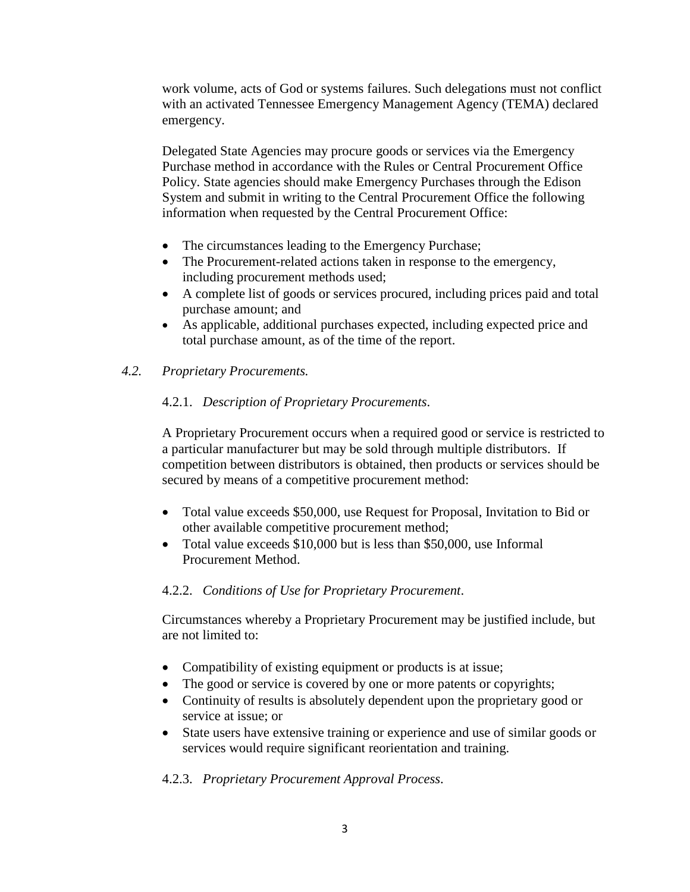work volume, acts of God or systems failures. Such delegations must not conflict with an activated Tennessee Emergency Management Agency (TEMA) declared emergency.

Delegated State Agencies may procure goods or services via the Emergency Purchase method in accordance with the Rules or Central Procurement Office Policy. State agencies should make Emergency Purchases through the Edison System and submit in writing to the Central Procurement Office the following information when requested by the Central Procurement Office:

- The circumstances leading to the Emergency Purchase;
- The Procurement-related actions taken in response to the emergency, including procurement methods used;
- A complete list of goods or services procured, including prices paid and total purchase amount; and
- As applicable, additional purchases expected, including expected price and total purchase amount, as of the time of the report.

### *4.2. Proprietary Procurements.*

#### 4.2.1. *Description of Proprietary Procurements*.

A Proprietary Procurement occurs when a required good or service is restricted to a particular manufacturer but may be sold through multiple distributors. If competition between distributors is obtained, then products or services should be secured by means of a competitive procurement method:

- Total value exceeds $50,000, use Request for Proposal, Invitation to Bid or other available competitive procurement method;
- Total value exceeds $10,000 but is less than $50,000, use Informal Procurement Method.

#### 4.2.2. *Conditions of Use for Proprietary Procurement*.

Circumstances whereby a Proprietary Procurement may be justified include, but are not limited to:

- Compatibility of existing equipment or products is at issue;
- The good or service is covered by one or more patents or copyrights;
- Continuity of results is absolutely dependent upon the proprietary good or service at issue; or
- State users have extensive training or experience and use of similar goods or services would require significant reorientation and training.

#### 4.2.3. *Proprietary Procurement Approval Process*.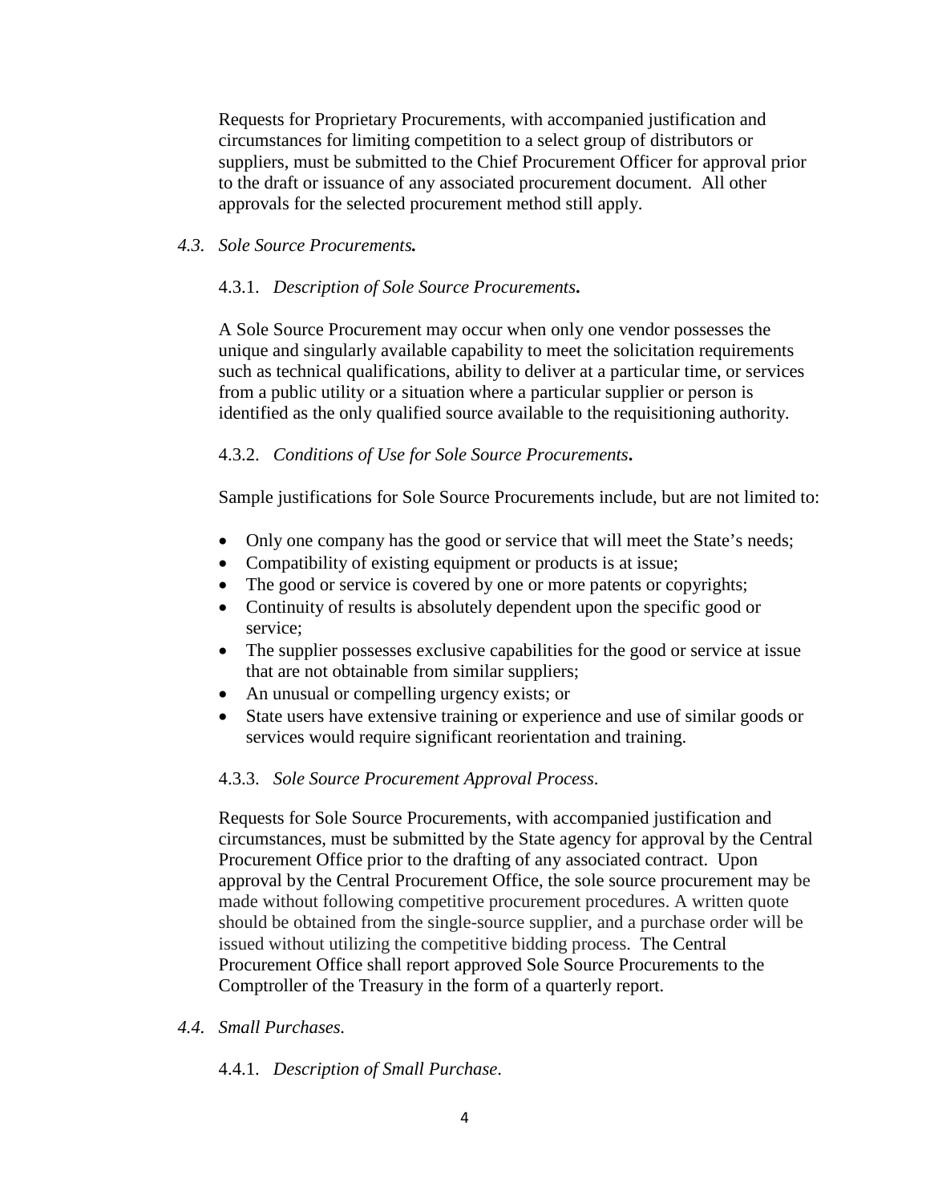Requests for Proprietary Procurements, with accompanied justification and circumstances for limiting competition to a select group of distributors or suppliers, must be submitted to the Chief Procurement Officer for approval prior to the draft or issuance of any associated procurement document. All other approvals for the selected procurement method still apply.

### *4.3. Sole Source Procurements.*

#### 4.3.1. *Description of Sole Source Procurements.*

A Sole Source Procurement may occur when only one vendor possesses the unique and singularly available capability to meet the solicitation requirements such as technical qualifications, ability to deliver at a particular time, or services from a public utility or a situation where a particular supplier or person is identified as the only qualified source available to the requisitioning authority.

#### 4.3.2. *Conditions of Use for Sole Source Procurements.*

Sample justifications for Sole Source Procurements include, but are not limited to:

- Only one company has the good or service that will meet the State's needs;
- Compatibility of existing equipment or products is at issue;
- The good or service is covered by one or more patents or copyrights;
- Continuity of results is absolutely dependent upon the specific good or service;
- The supplier possesses exclusive capabilities for the good or service at issue that are not obtainable from similar suppliers;
- An unusual or compelling urgency exists; or
- State users have extensive training or experience and use of similar goods or services would require significant reorientation and training.

#### 4.3.3. *Sole Source Procurement Approval Process.*

Requests for Sole Source Procurements, with accompanied justification and circumstances, must be submitted by the State agency for approval by the Central Procurement Office prior to the drafting of any associated contract. Upon approval by the Central Procurement Office, the sole source procurement may be made without following competitive procurement procedures. A written quote should be obtained from the single-source supplier, and a purchase order will be issued without utilizing the competitive bidding process. The Central Procurement Office shall report approved Sole Source Procurements to the Comptroller of the Treasury in the form of a quarterly report.

### *4.4. Small Purchases.*

#### 4.4.1. *Description of Small Purchase.*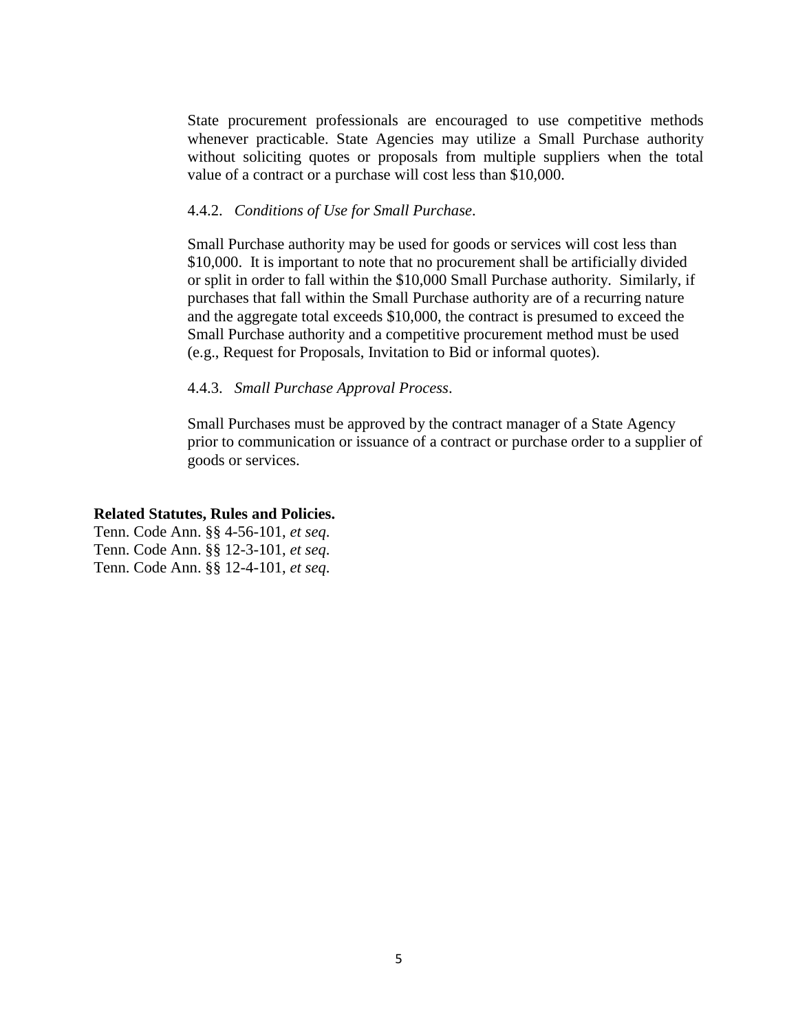State procurement professionals are encouraged to use competitive methods whenever practicable. State Agencies may utilize a Small Purchase authority without soliciting quotes or proposals from multiple suppliers when the total value of a contract or a purchase will cost less than $10,000.

4.4.2. *Conditions of Use for Small Purchase*.

Small Purchase authority may be used for goods or services will cost less than $10,000. It is important to note that no procurement shall be artificially divided or split in order to fall within the $10,000 Small Purchase authority. Similarly, if purchases that fall within the Small Purchase authority are of a recurring nature and the aggregate total exceeds $10,000, the contract is presumed to exceed the Small Purchase authority and a competitive procurement method must be used (e.g., Request for Proposals, Invitation to Bid or informal quotes).

4.4.3. *Small Purchase Approval Process*.

Small Purchases must be approved by the contract manager of a State Agency prior to communication or issuance of a contract or purchase order to a supplier of goods or services.

**Related Statutes, Rules and Policies.**

Tenn. Code Ann. §§ 4-56-101, *et seq*.
Tenn. Code Ann. §§ 12-3-101, *et seq*.
Tenn. Code Ann. §§ 12-4-101, *et seq*.